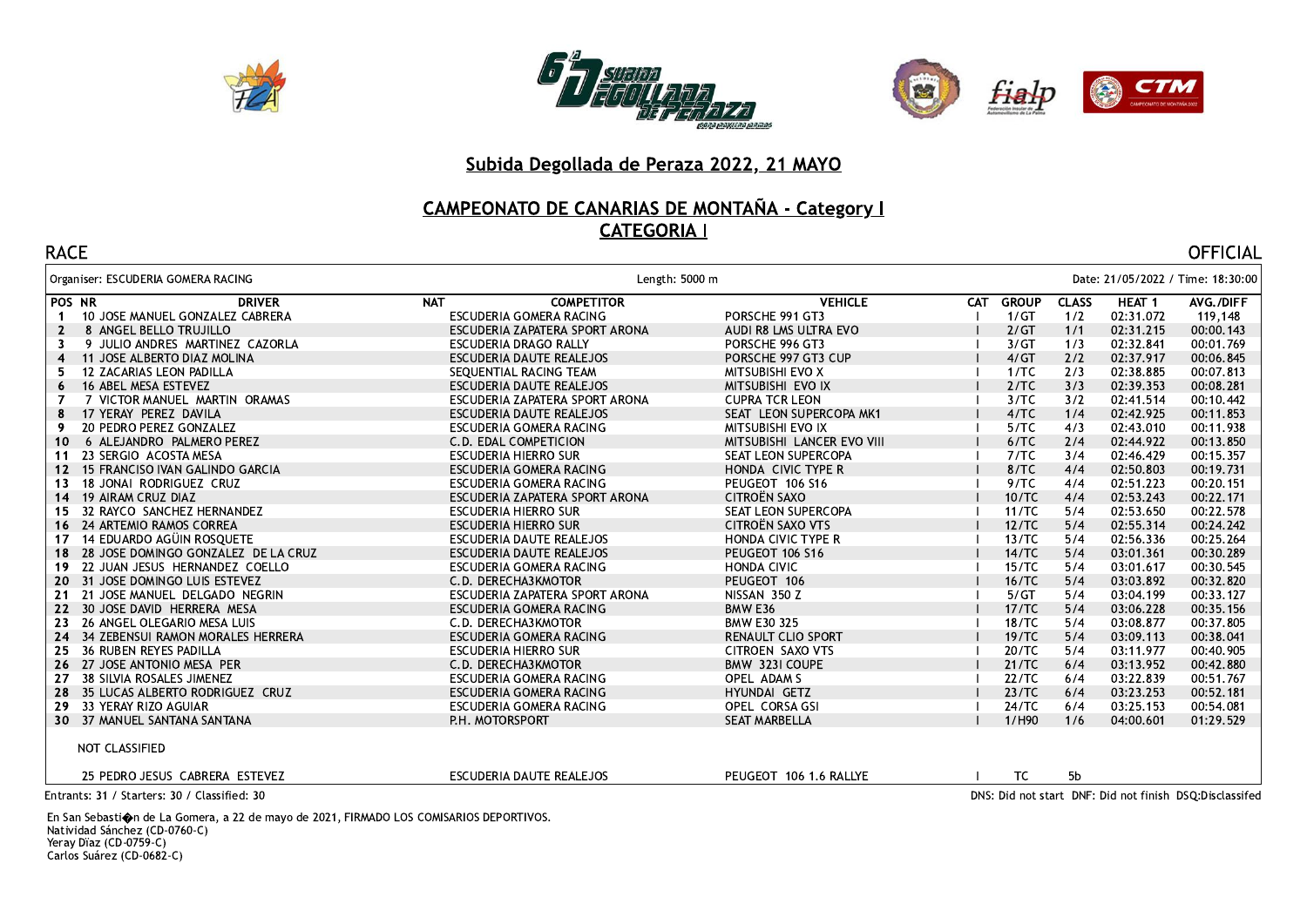## Subida Degollada de Peraza 2022, 21 MAYO

## CAMPEONATO DE CANARIAS DE MONTAÑA - Category I
## CATEGORIA I

RACE | OFFICIAL

Organiser: ESCUDERIA GOMERA RACING | Length: 5000 m | Date: 21/05/2022 / Time: 18:30:00

| POS | NR | DRIVER | NAT | COMPETITOR | VEHICLE | CAT | GROUP | CLASS | HEAT 1 | AVG./DIFF |
|---|---|---|---|---|---|---|---|---|---|---|
| 1 | 10 | JOSE MANUEL GONZALEZ CABRERA | | ESCUDERIA GOMERA RACING | PORSCHE 991 GT3 | I | 1/GT | 1/2 | 02:31.072 | 119,148 |
| 2 | 8 | ANGEL BELLO TRUJILLO | | ESCUDERIA ZAPATERA SPORT ARONA | AUDI R8 LMS ULTRA EVO | I | 2/GT | 1/1 | 02:31.215 | 00:00.143 |
| 3 | 9 | JULIO ANDRES MARTINEZ CAZORLA | | ESCUDERIA DRAGO RALLY | PORSCHE 996 GT3 | I | 3/GT | 1/3 | 02:32.841 | 00:01.769 |
| 4 | 11 | JOSE ALBERTO DIAZ MOLINA | | ESCUDERIA DAUTE REALEJOS | PORSCHE 997 GT3 CUP | I | 4/GT | 2/2 | 02:37.917 | 00:06.845 |
| 5 | 12 | ZACARIAS LEON PADILLA | | SEQUENTIAL RACING TEAM | MITSUBISHI EVO X | I | 1/TC | 2/3 | 02:38.885 | 00:07.813 |
| 6 | 16 | ABEL MESA ESTEVEZ | | ESCUDERIA DAUTE REALEJOS | MITSUBISHI EVO IX | I | 2/TC | 3/3 | 02:39.353 | 00:08.281 |
| 7 | 7 | VICTOR MANUEL MARTIN ORAMAS | | ESCUDERIA ZAPATERA SPORT ARONA | CUPRA TCR LEON | I | 3/TC | 3/2 | 02:41.514 | 00:10.442 |
| 8 | 17 | YERAY PEREZ DAVILA | | ESCUDERIA DAUTE REALEJOS | SEAT LEON SUPERCOPA MK1 | I | 4/TC | 1/4 | 02:42.925 | 00:11.853 |
| 9 | 20 | PEDRO PEREZ GONZALEZ | | ESCUDERIA GOMERA RACING | MITSUBISHI EVO IX | I | 5/TC | 4/3 | 02:43.010 | 00:11.938 |
| 10 | 6 | ALEJANDRO PALMERO PEREZ | | C.D. EDAL COMPETICION | MITSUBISHI LANCER EVO VIII | I | 6/TC | 2/4 | 02:44.922 | 00:13.850 |
| 11 | 23 | SERGIO ACOSTA MESA | | ESCUDERIA HIERRO SUR | SEAT LEON SUPERCOPA | I | 7/TC | 3/4 | 02:46.429 | 00:15.357 |
| 12 | 15 | FRANCISO IVAN GALINDO GARCIA | | ESCUDERIA GOMERA RACING | HONDA CIVIC TYPE R | I | 8/TC | 4/4 | 02:50.803 | 00:19.731 |
| 13 | 18 | JONAI RODRIGUEZ CRUZ | | ESCUDERIA GOMERA RACING | PEUGEOT 106 S16 | I | 9/TC | 4/4 | 02:51.223 | 00:20.151 |
| 14 | 19 | AIRAM CRUZ DIAZ | | ESCUDERIA ZAPATERA SPORT ARONA | CITROËN SAXO | I | 10/TC | 4/4 | 02:53.243 | 00:22.171 |
| 15 | 32 | RAYCO SANCHEZ HERNANDEZ | | ESCUDERIA HIERRO SUR | SEAT LEON SUPERCOPA | I | 11/TC | 5/4 | 02:53.650 | 00:22.578 |
| 16 | 24 | ARTEMIO RAMOS CORREA | | ESCUDERIA HIERRO SUR | CITROËN SAXO VTS | I | 12/TC | 5/4 | 02:55.314 | 00:24.242 |
| 17 | 14 | EDUARDO AGÜIN ROSQUETE | | ESCUDERIA DAUTE REALEJOS | HONDA CIVIC TYPE R | I | 13/TC | 5/4 | 02:56.336 | 00:25.264 |
| 18 | 28 | JOSE DOMINGO GONZALEZ DE LA CRUZ | | ESCUDERIA DAUTE REALEJOS | PEUGEOT 106 S16 | I | 14/TC | 5/4 | 03:01.361 | 00:30.289 |
| 19 | 22 | JUAN JESUS HERNANDEZ COELLO | | ESCUDERIA GOMERA RACING | HONDA CIVIC | I | 15/TC | 5/4 | 03:01.617 | 00:30.545 |
| 20 | 31 | JOSE DOMINGO LUIS ESTEVEZ | | C.D. DERECHA3KMOTOR | PEUGEOT 106 | I | 16/TC | 5/4 | 03:03.892 | 00:32.820 |
| 21 | 21 | JOSE MANUEL DELGADO NEGRIN | | ESCUDERIA ZAPATERA SPORT ARONA | NISSAN 350 Z | I | 5/GT | 5/4 | 03:04.199 | 00:33.127 |
| 22 | 30 | JOSE DAVID HERRERA MESA | | ESCUDERIA GOMERA RACING | BMW E36 | I | 17/TC | 5/4 | 03:06.228 | 00:35.156 |
| 23 | 26 | ANGEL OLEGARIO MESA LUIS | | C.D. DERECHA3KMOTOR | BMW E30 325 | I | 18/TC | 5/4 | 03:08.877 | 00:37.805 |
| 24 | 34 | ZEBENSUI RAMON MORALES HERRERA | | ESCUDERIA GOMERA RACING | RENAULT CLIO SPORT | I | 19/TC | 5/4 | 03:09.113 | 00:38.041 |
| 25 | 36 | RUBEN REYES PADILLA | | ESCUDERIA HIERRO SUR | CITROEN SAXO VTS | I | 20/TC | 5/4 | 03:11.977 | 00:40.905 |
| 26 | 27 | JOSE ANTONIO MESA PER | | C.D. DERECHA3KMOTOR | BMW 323I COUPE | I | 21/TC | 6/4 | 03:13.952 | 00:42.880 |
| 27 | 38 | SILVIA ROSALES JIMENEZ | | ESCUDERIA GOMERA RACING | OPEL ADAM S | I | 22/TC | 6/4 | 03:22.839 | 00:51.767 |
| 28 | 35 | LUCAS ALBERTO RODRIGUEZ CRUZ | | ESCUDERIA GOMERA RACING | HYUNDAI GETZ | I | 23/TC | 6/4 | 03:23.253 | 00:52.181 |
| 29 | 33 | YERAY RIZO AGUIAR | | ESCUDERIA GOMERA RACING | OPEL CORSA GSI | I | 24/TC | 6/4 | 03:25.153 | 00:54.081 |
| 30 | 37 | MANUEL SANTANA SANTANA | | P.H. MOTORSPORT | SEAT MARBELLA | I | 1/H90 | 1/6 | 04:00.601 | 01:29.529 |

NOT CLASSIFIED

| POS | NR | DRIVER | NAT | COMPETITOR | VEHICLE | CAT | GROUP | CLASS | HEAT 1 | AVG./DIFF |
|---|---|---|---|---|---|---|---|---|---|---|
| | 25 | PEDRO JESUS CABRERA ESTEVEZ | | ESCUDERIA DAUTE REALEJOS | PEUGEOT 106 1.6 RALLYE | I | TC | 5b | | |

Entrants: 31 / Starters: 30 / Classified: 30

DNS: Did not start DNF: Did not finish DSQ:Disclassifed

En San Sebasti�n de La Gomera, a 22 de mayo de 2021, FIRMADO LOS COMISARIOS DEPORTIVOS.
Natividad Sánchez (CD-0760-C)
Yeray Díaz (CD-0759-C)
Carlos Suárez (CD-0682-C)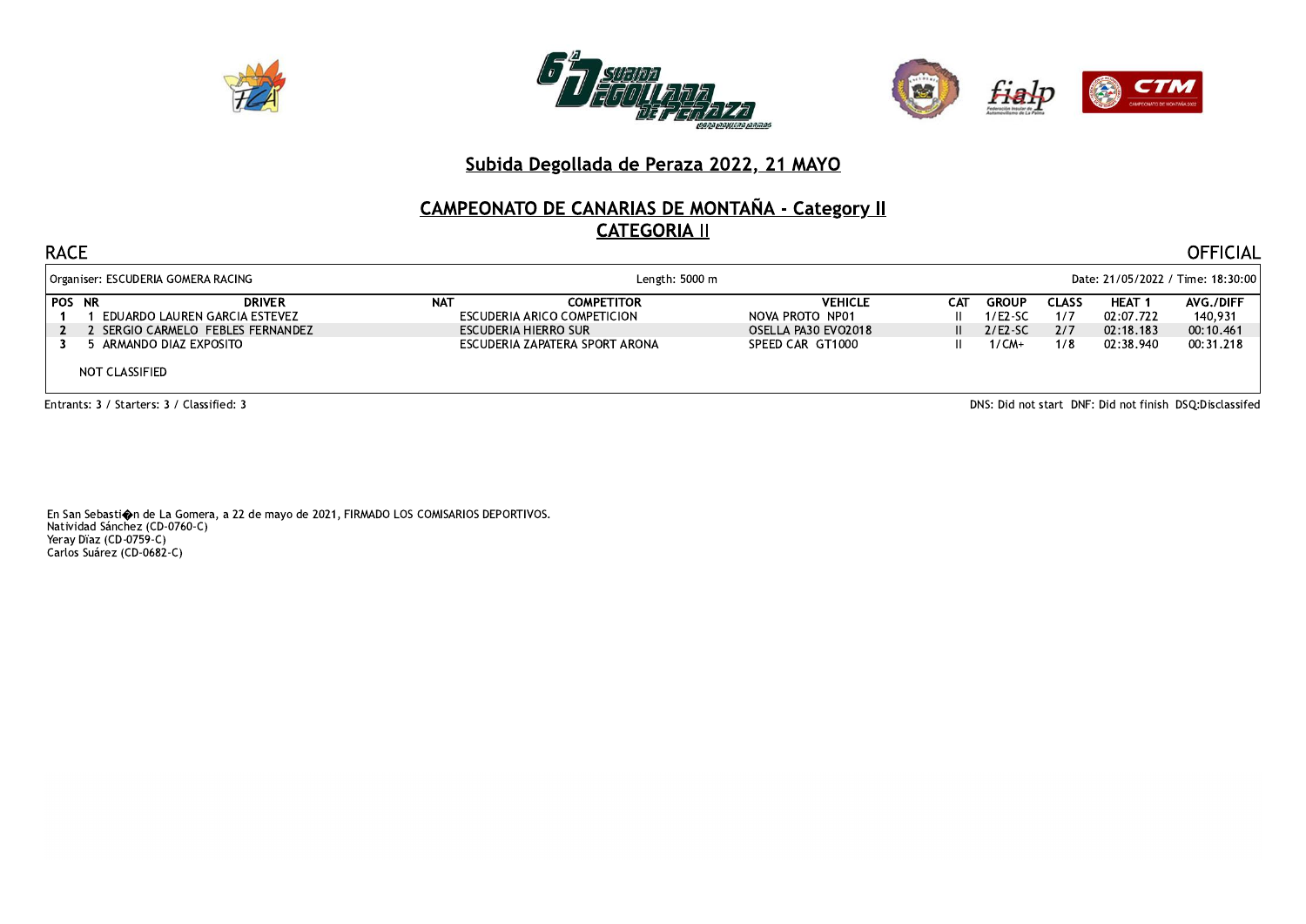## Subida Degollada de Peraza 2022, 21 MAYO

## CAMPEONATO DE CANARIAS DE MONTAÑA - Category II
## CATEGORIA II

RACE

OFFICIAL

Organiser: ESCUDERIA GOMERA RACING | Length: 5000 m | Date: 21/05/2022 / Time: 18:30:00

| POS | NR | DRIVER | NAT | COMPETITOR | VEHICLE | CAT | GROUP | CLASS | HEAT 1 | AVG./DIFF |
|---|---|---|---|---|---|---|---|---|---|---|
| 1 | 1 | EDUARDO LAUREN GARCIA ESTEVEZ | | ESCUDERIA ARICO COMPETICION | NOVA PROTO NP01 | II | 1/E2-SC | 1/7 | 02:07.722 | 140,931 |
| 2 | 2 | SERGIO CARMELO FEBLES FERNANDEZ | | ESCUDERIA HIERRO SUR | OSELLA PA30 EVO2018 | II | 2/E2-SC | 2/7 | 02:18.183 | 00:10.461 |
| 3 | 5 | ARMANDO DIAZ EXPOSITO | | ESCUDERIA ZAPATERA SPORT ARONA | SPEED CAR GT1000 | II | 1/CM+ | 1/8 | 02:38.940 | 00:31.218 |

NOT CLASSIFIED

Entrants: 3 / Starters: 3 / Classified: 3

DNS: Did not start DNF: Did not finish DSQ:Disclassifed

En San Sebasti�n de La Gomera, a 22 de mayo de 2021, FIRMADO LOS COMISARIOS DEPORTIVOS.
Natividad Sánchez (CD-0760-C)
Yeray Díaz (CD-0759-C)
Carlos Suárez (CD-0682-C)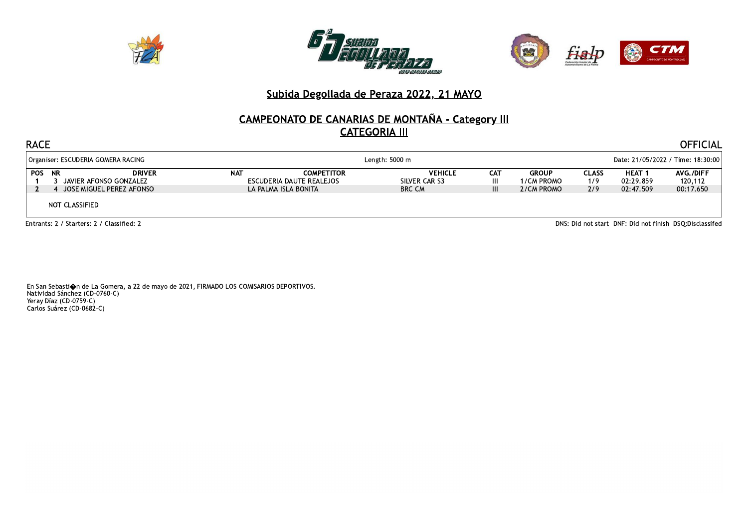## Subida Degollada de Peraza 2022, 21 MAYO

## CAMPEONATO DE CANARIAS DE MONTAÑA - Category III
## CATEGORIA III

RACE

OFFICIAL

Organiser: ESCUDERIA GOMERA RACING

Length: 5000 m

Date: 21/05/2022 / Time: 18:30:00

| POS | NR | DRIVER | NAT | COMPETITOR | VEHICLE | CAT | GROUP | CLASS | HEAT 1 | AVG./DIFF |
|---|---|---|---|---|---|---|---|---|---|---|
| 1 | 3 | JAVIER AFONSO GONZALEZ | | ESCUDERIA DAUTE REALEJOS | SILVER CAR S3 | III | 1/CM PROMO | 1/9 | 02:29.859 | 120,112 |
| 2 | 4 | JOSE MIGUEL PEREZ AFONSO | | LA PALMA ISLA BONITA | BRC CM | III | 2/CM PROMO | 2/9 | 02:47.509 | 00:17.650 |

NOT CLASSIFIED

Entrants: 2 / Starters: 2 / Classified: 2

DNS: Did not start DNF: Did not finish DSQ:Disclassifed

En San Sebasti�n de La Gomera, a 22 de mayo de 2021, FIRMADO LOS COMISARIOS DEPORTIVOS.
Natividad Sánchez (CD-0760-C)
Yeray Díaz (CD-0759-C)
Carlos Suárez (CD-0682-C)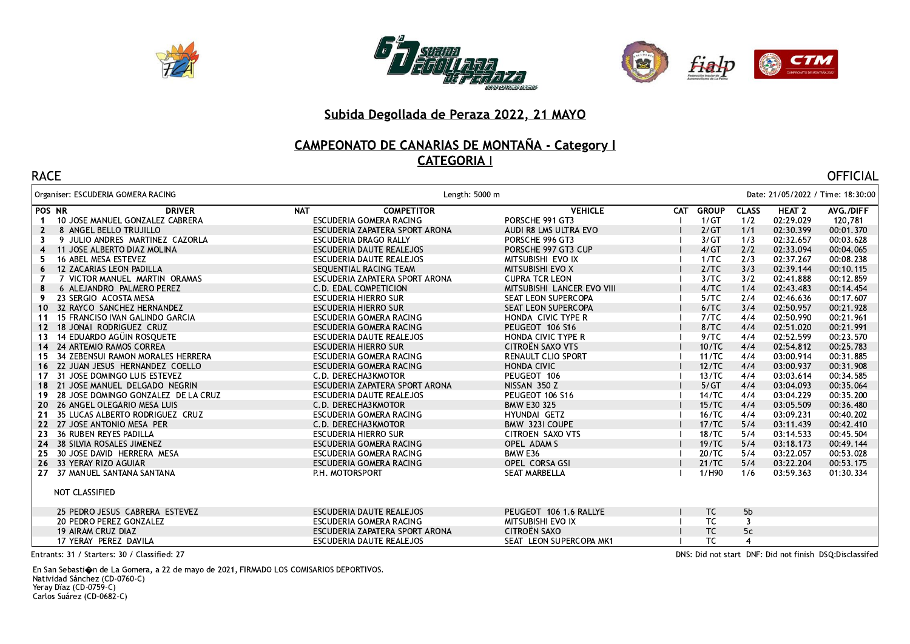# Subida Degollada de Peraza 2022, 21 MAYO

## CAMPEONATO DE CANARIAS DE MONTAÑA - Category I

## CATEGORIA I

RACE — OFFICIAL

Organiser: ESCUDERIA GOMERA RACING — Length: 5000 m — Date: 21/05/2022 / Time: 18:30:00

| POS | NR | DRIVER | NAT | COMPETITOR | VEHICLE | CAT | GROUP | CLASS | HEAT 2 | AVG./DIFF |
|---|---|---|---|---|---|---|---|---|---|---|
| 1 | 10 | JOSE MANUEL GONZALEZ CABRERA | | ESCUDERIA GOMERA RACING | PORSCHE 991 GT3 | I | 1/GT | 1/2 | 02:29.029 | 120,781 |
| 2 | 8 | ANGEL BELLO TRUJILLO | | ESCUDERIA ZAPATERA SPORT ARONA | AUDI R8 LMS ULTRA EVO | I | 2/GT | 1/1 | 02:30.399 | 00:01.370 |
| 3 | 9 | JULIO ANDRES MARTINEZ CAZORLA | | ESCUDERIA DRAGO RALLY | PORSCHE 996 GT3 | I | 3/GT | 1/3 | 02:32.657 | 00:03.628 |
| 4 | 11 | JOSE ALBERTO DIAZ MOLINA | | ESCUDERIA DAUTE REALEJOS | PORSCHE 997 GT3 CUP | I | 4/GT | 2/2 | 02:33.094 | 00:04.065 |
| 5 | 16 | ABEL MESA ESTEVEZ | | ESCUDERIA DAUTE REALEJOS | MITSUBISHI EVO IX | I | 1/TC | 2/3 | 02:37.267 | 00:08.238 |
| 6 | 12 | ZACARIAS LEON PADILLA | | SEQUENTIAL RACING TEAM | MITSUBISHI EVO X | I | 2/TC | 3/3 | 02:39.144 | 00:10.115 |
| 7 | 7 | VICTOR MANUEL MARTIN ORAMAS | | ESCUDERIA ZAPATERA SPORT ARONA | CUPRA TCR LEON | I | 3/TC | 3/2 | 02:41.888 | 00:12.859 |
| 8 | 6 | ALEJANDRO PALMERO PEREZ | | C.D. EDAL COMPETICION | MITSUBISHI LANCER EVO VIII | I | 4/TC | 1/4 | 02:43.483 | 00:14.454 |
| 9 | 23 | SERGIO ACOSTA MESA | | ESCUDERIA HIERRO SUR | SEAT LEON SUPERCOPA | I | 5/TC | 2/4 | 02:46.636 | 00:17.607 |
| 10 | 32 | RAYCO SANCHEZ HERNANDEZ | | ESCUDERIA HIERRO SUR | SEAT LEON SUPERCOPA | I | 6/TC | 3/4 | 02:50.957 | 00:21.928 |
| 11 | 15 | FRANCISO IVAN GALINDO GARCIA | | ESCUDERIA GOMERA RACING | HONDA CIVIC TYPE R | I | 7/TC | 4/4 | 02:50.990 | 00:21.961 |
| 12 | 18 | JONAI RODRIGUEZ CRUZ | | ESCUDERIA GOMERA RACING | PEUGEOT 106 S16 | I | 8/TC | 4/4 | 02:51.020 | 00:21.991 |
| 13 | 14 | EDUARDO AGÜIN ROSQUETE | | ESCUDERIA DAUTE REALEJOS | HONDA CIVIC TYPE R | I | 9/TC | 4/4 | 02:52.599 | 00:23.570 |
| 14 | 24 | ARTEMIO RAMOS CORREA | | ESCUDERIA HIERRO SUR | CITROËN SAXO VTS | I | 10/TC | 4/4 | 02:54.812 | 00:25.783 |
| 15 | 34 | ZEBENSUI RAMON MORALES HERRERA | | ESCUDERIA GOMERA RACING | RENAULT CLIO SPORT | I | 11/TC | 4/4 | 03:00.914 | 00:31.885 |
| 16 | 22 | JUAN JESUS HERNANDEZ COELLO | | ESCUDERIA GOMERA RACING | HONDA CIVIC | I | 12/TC | 4/4 | 03:00.937 | 00:31.908 |
| 17 | 31 | JOSE DOMINGO LUIS ESTEVEZ | | C.D. DERECHA3KMOTOR | PEUGEOT 106 | I | 13/TC | 4/4 | 03:03.614 | 00:34.585 |
| 18 | 21 | JOSE MANUEL DELGADO NEGRIN | | ESCUDERIA ZAPATERA SPORT ARONA | NISSAN 350 Z | I | 5/GT | 4/4 | 03:04.093 | 00:35.064 |
| 19 | 28 | JOSE DOMINGO GONZALEZ DE LA CRUZ | | ESCUDERIA DAUTE REALEJOS | PEUGEOT 106 S16 | I | 14/TC | 4/4 | 03:04.229 | 00:35.200 |
| 20 | 26 | ANGEL OLEGARIO MESA LUIS | | C.D. DERECHA3KMOTOR | BMW E30 325 | I | 15/TC | 4/4 | 03:05.509 | 00:36.480 |
| 21 | 35 | LUCAS ALBERTO RODRIGUEZ CRUZ | | ESCUDERIA GOMERA RACING | HYUNDAI GETZ | I | 16/TC | 4/4 | 03:09.231 | 00:40.202 |
| 22 | 27 | JOSE ANTONIO MESA PER | | C.D. DERECHA3KMOTOR | BMW 323I COUPE | I | 17/TC | 5/4 | 03:11.439 | 00:42.410 |
| 23 | 36 | RUBEN REYES PADILLA | | ESCUDERIA HIERRO SUR | CITROEN SAXO VTS | I | 18/TC | 5/4 | 03:14.533 | 00:45.504 |
| 24 | 38 | SILVIA ROSALES JIMENEZ | | ESCUDERIA GOMERA RACING | OPEL ADAM S | I | 19/TC | 5/4 | 03:18.173 | 00:49.144 |
| 25 | 30 | JOSE DAVID HERRERA MESA | | ESCUDERIA GOMERA RACING | BMW E36 | I | 20/TC | 5/4 | 03:22.057 | 00:53.028 |
| 26 | 33 | YERAY RIZO AGUIAR | | ESCUDERIA GOMERA RACING | OPEL CORSA GSI | I | 21/TC | 5/4 | 03:22.204 | 00:53.175 |
| 27 | 37 | MANUEL SANTANA SANTANA | | P.H. MOTORSPORT | SEAT MARBELLA | I | 1/H90 | 1/6 | 03:59.363 | 01:30.334 |
| | | **NOT CLASSIFIED** | | | | | | | | |
| | 25 | PEDRO JESUS CABRERA ESTEVEZ | | ESCUDERIA DAUTE REALEJOS | PEUGEOT 106 1.6 RALLYE | I | TC | 5b | | |
| | 20 | PEDRO PEREZ GONZALEZ | | ESCUDERIA GOMERA RACING | MITSUBISHI EVO IX | I | TC | 3 | | |
| | 19 | AIRAM CRUZ DIAZ | | ESCUDERIA ZAPATERA SPORT ARONA | CITROËN SAXO | I | TC | 5c | | |
| | 17 | YERAY PEREZ DAVILA | | ESCUDERIA DAUTE REALEJOS | SEAT LEON SUPERCOPA MK1 | I | TC | 4 | | |

Entrants: 31 / Starters: 30 / Classified: 27

DNS: Did not start DNF: Did not finish DSQ:Disclassifed

En San Sebasti�n de La Gomera, a 22 de mayo de 2021, FIRMADO LOS COMISARIOS DEPORTIVOS.
Natividad Sánchez (CD-0760-C)
Yeray Díaz (CD-0759-C)
Carlos Suárez (CD-0682-C)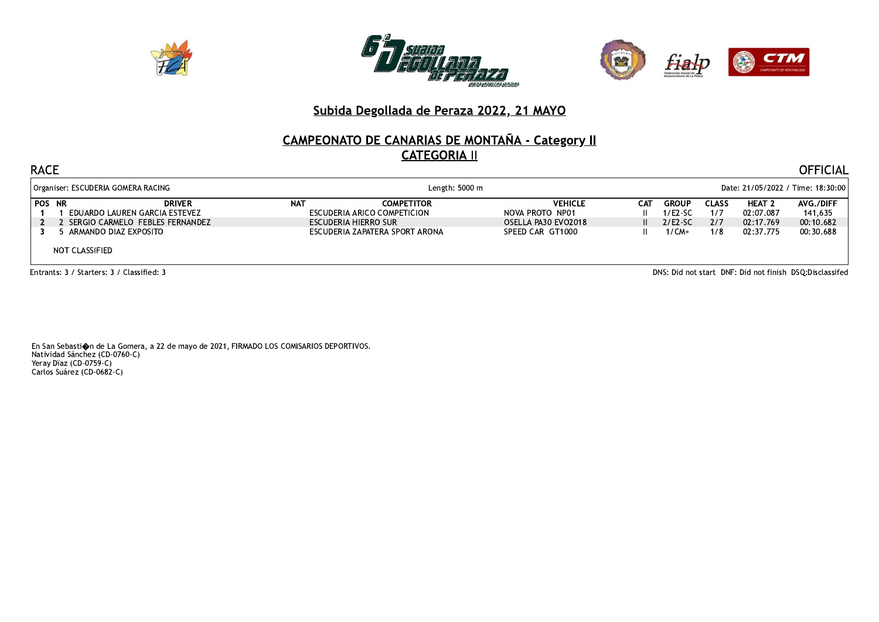## Subida Degollada de Peraza 2022, 21 MAYO

## CAMPEONATO DE CANARIAS DE MONTAÑA - Category II
## CATEGORIA II

RACE | OFFICIAL

Organiser: ESCUDERIA GOMERA RACING | Length: 5000 m | Date: 21/05/2022 / Time: 18:30:00

| POS | NR | DRIVER | NAT | COMPETITOR | VEHICLE | CAT | GROUP | CLASS | HEAT 2 | AVG./DIFF |
|---|---|---|---|---|---|---|---|---|---|---|
| 1 | 1 | EDUARDO LAUREN GARCIA ESTEVEZ | | ESCUDERIA ARICO COMPETICION | NOVA PROTO NP01 | II | 1/E2-SC | 1/7 | 02:07.087 | 141,635 |
| 2 | 2 | SERGIO CARMELO FEBLES FERNANDEZ | | ESCUDERIA HIERRO SUR | OSELLA PA30 EVO2018 | II | 2/E2-SC | 2/7 | 02:17.769 | 00:10.682 |
| 3 | 5 | ARMANDO DIAZ EXPOSITO | | ESCUDERIA ZAPATERA SPORT ARONA | SPEED CAR GT1000 | II | 1/CM+ | 1/8 | 02:37.775 | 00:30.688 |

NOT CLASSIFIED

Entrants: 3 / Starters: 3 / Classified: 3

DNS: Did not start DNF: Did not finish DSQ:Disclassifed

En San Sebasti�n de La Gomera, a 22 de mayo de 2021, FIRMADO LOS COMISARIOS DEPORTIVOS.
Natividad Sánchez (CD-0760-C)
Yeray Díaz (CD-0759-C)
Carlos Suárez (CD-0682-C)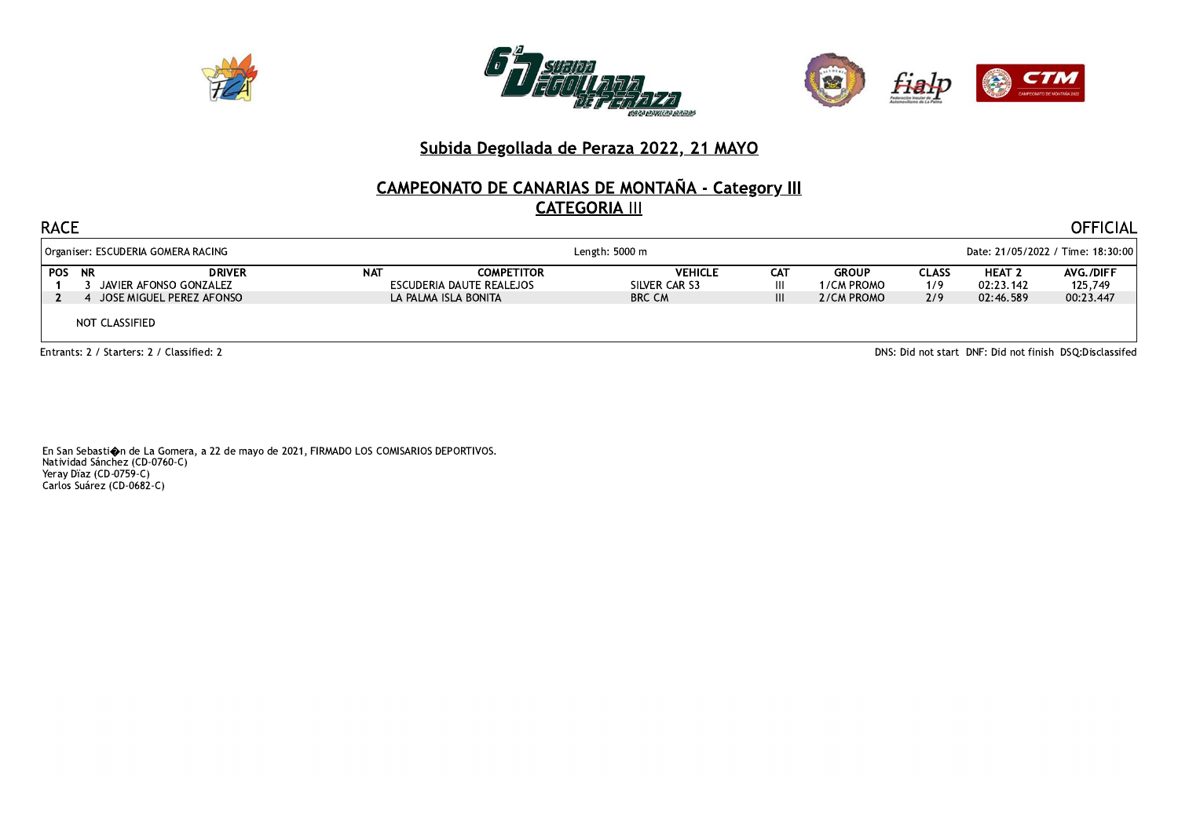## Subida Degollada de Peraza 2022, 21 MAYO

## CAMPEONATO DE CANARIAS DE MONTAÑA - Category III
## CATEGORIA III

RACE

OFFICIAL

Organiser: ESCUDERIA GOMERA RACING

Length: 5000 m

Date: 21/05/2022 / Time: 18:30:00

| POS | NR | DRIVER | NAT | COMPETITOR | VEHICLE | CAT | GROUP | CLASS | HEAT 2 | AVG./DIFF |
|---|---|---|---|---|---|---|---|---|---|---|
| 1 | 3 | JAVIER AFONSO GONZALEZ | | ESCUDERIA DAUTE REALEJOS | SILVER CAR S3 | III | 1/CM PROMO | 1/9 | 02:23.142 | 125,749 |
| 2 | 4 | JOSE MIGUEL PEREZ AFONSO | | LA PALMA ISLA BONITA | BRC CM | III | 2/CM PROMO | 2/9 | 02:46.589 | 00:23.447 |

NOT CLASSIFIED

Entrants: 2 / Starters: 2 / Classified: 2

DNS: Did not start DNF: Did not finish DSQ:Disclassifed

En San Sebasti�n de La Gomera, a 22 de mayo de 2021, FIRMADO LOS COMISARIOS DEPORTIVOS.
Natividad Sánchez (CD-0760-C)
Yeray Díaz (CD-0759-C)
Carlos Suárez (CD-0682-C)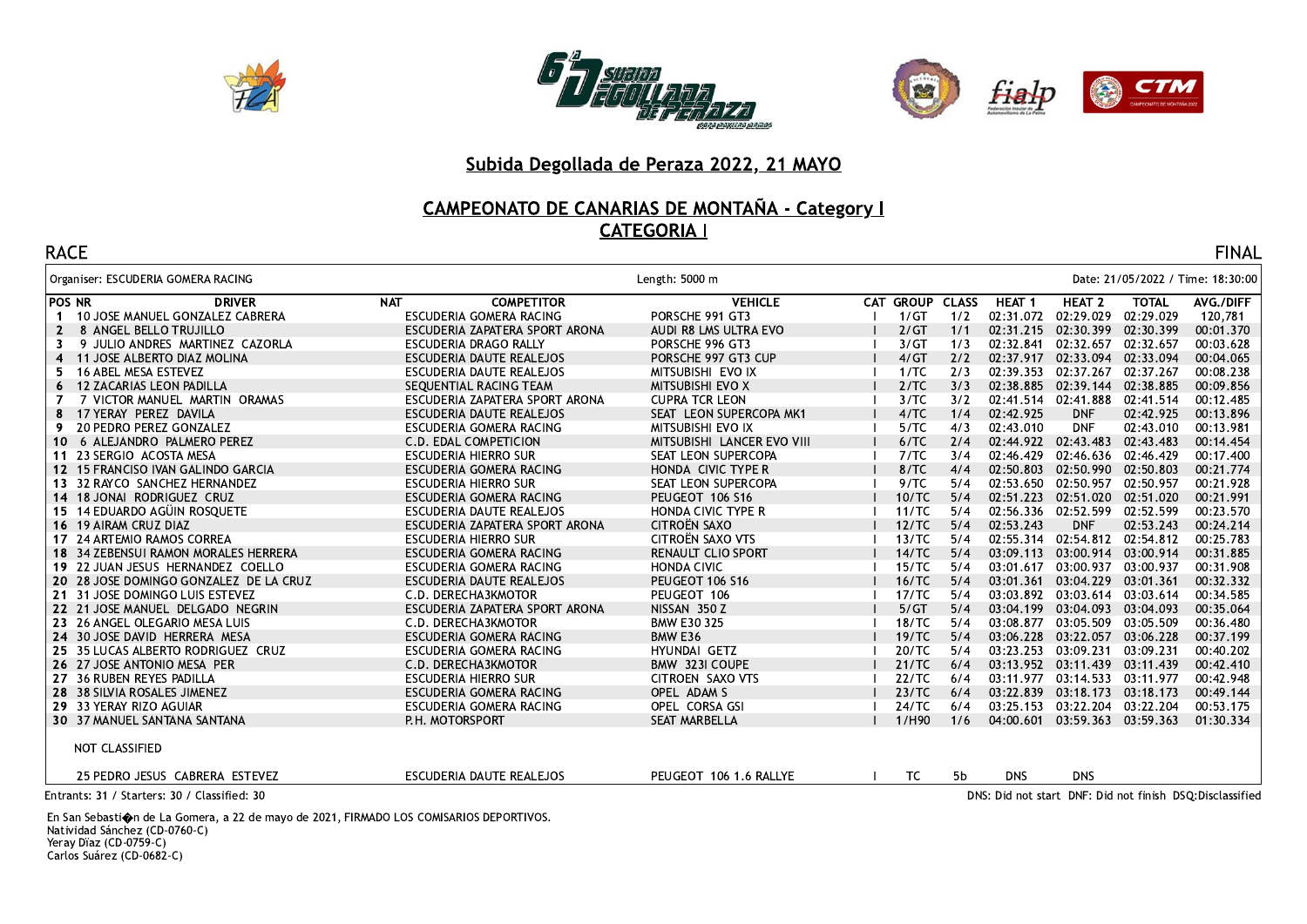# Subida Degollada de Peraza 2022, 21 MAYO

## CAMPEONATO DE CANARIAS DE MONTAÑA - Category I

## CATEGORIA I

RACE — FINAL

Organiser: ESCUDERIA GOMERA RACING | Length: 5000 m | Date: 21/05/2022 / Time: 18:30:00

| POS | NR | DRIVER | NAT | COMPETITOR | VEHICLE | CAT | GROUP | CLASS | HEAT 1 | HEAT 2 | TOTAL | AVG./DIFF |
|---|---|---|---|---|---|---|---|---|---|---|---|---|
| 1 | 10 | JOSE MANUEL GONZALEZ CABRERA | | ESCUDERIA GOMERA RACING | PORSCHE 991 GT3 | I | 1/GT | 1/2 | 02:31.072 | 02:29.029 | 02:29.029 | 120,781 |
| 2 | 8 | ANGEL BELLO TRUJILLO | | ESCUDERIA ZAPATERA SPORT ARONA | AUDI R8 LMS ULTRA EVO | I | 2/GT | 1/1 | 02:31.215 | 02:30.399 | 02:30.399 | 00:01.370 |
| 3 | 9 | JULIO ANDRES MARTINEZ CAZORLA | | ESCUDERIA DRAGO RALLY | PORSCHE 996 GT3 | I | 3/GT | 1/3 | 02:32.841 | 02:32.657 | 02:32.657 | 00:03.628 |
| 4 | 11 | JOSE ALBERTO DIAZ MOLINA | | ESCUDERIA DAUTE REALEJOS | PORSCHE 997 GT3 CUP | I | 4/GT | 2/2 | 02:37.917 | 02:33.094 | 02:33.094 | 00:04.065 |
| 5 | 16 | ABEL MESA ESTEVEZ | | ESCUDERIA DAUTE REALEJOS | MITSUBISHI EVO IX | I | 1/TC | 2/3 | 02:39.353 | 02:37.267 | 02:37.267 | 00:08.238 |
| 6 | 12 | ZACARIAS LEON PADILLA | | SEQUENTIAL RACING TEAM | MITSUBISHI EVO X | I | 2/TC | 3/3 | 02:38.885 | 02:39.144 | 02:38.885 | 00:09.856 |
| 7 | 7 | VICTOR MANUEL MARTIN ORAMAS | | ESCUDERIA ZAPATERA SPORT ARONA | CUPRA TCR LEON | I | 3/TC | 3/2 | 02:41.514 | 02:41.888 | 02:41.514 | 00:12.485 |
| 8 | 17 | YERAY PEREZ DAVILA | | ESCUDERIA DAUTE REALEJOS | SEAT LEON SUPERCOPA MK1 | I | 4/TC | 1/4 | 02:42.925 | DNF | 02:42.925 | 00:13.896 |
| 9 | 20 | PEDRO PEREZ GONZALEZ | | ESCUDERIA GOMERA RACING | MITSUBISHI EVO IX | I | 5/TC | 4/3 | 02:43.010 | DNF | 02:43.010 | 00:13.981 |
| 10 | 6 | ALEJANDRO PALMERO PEREZ | | C.D. EDAL COMPETICION | MITSUBISHI LANCER EVO VIII | I | 6/TC | 2/4 | 02:44.922 | 02:43.483 | 02:43.483 | 00:14.454 |
| 11 | 23 | SERGIO ACOSTA MESA | | ESCUDERIA HIERRO SUR | SEAT LEON SUPERCOPA | I | 7/TC | 3/4 | 02:46.429 | 02:46.636 | 02:46.429 | 00:17.400 |
| 12 | 15 | FRANCISO IVAN GALINDO GARCIA | | ESCUDERIA GOMERA RACING | HONDA CIVIC TYPE R | I | 8/TC | 4/4 | 02:50.803 | 02:50.990 | 02:50.803 | 00:21.774 |
| 13 | 32 | RAYCO SANCHEZ HERNANDEZ | | ESCUDERIA HIERRO SUR | SEAT LEON SUPERCOPA | I | 9/TC | 5/4 | 02:53.650 | 02:50.957 | 02:50.957 | 00:21.928 |
| 14 | 18 | JONAI RODRIGUEZ CRUZ | | ESCUDERIA GOMERA RACING | PEUGEOT 106 S16 | I | 10/TC | 5/4 | 02:51.223 | 02:51.020 | 02:51.020 | 00:21.991 |
| 15 | 14 | EDUARDO AGÜIN ROSQUETE | | ESCUDERIA DAUTE REALEJOS | HONDA CIVIC TYPE R | I | 11/TC | 5/4 | 02:56.336 | 02:52.599 | 02:52.599 | 00:23.570 |
| 16 | 19 | AIRAM CRUZ DIAZ | | ESCUDERIA ZAPATERA SPORT ARONA | CITROËN SAXO | I | 12/TC | 5/4 | 02:53.243 | DNF | 02:53.243 | 00:24.214 |
| 17 | 24 | ARTEMIO RAMOS CORREA | | ESCUDERIA HIERRO SUR | CITROËN SAXO VTS | I | 13/TC | 5/4 | 02:55.314 | 02:54.812 | 02:54.812 | 00:25.783 |
| 18 | 34 | ZEBENSUI RAMON MORALES HERRERA | | ESCUDERIA GOMERA RACING | RENAULT CLIO SPORT | I | 14/TC | 5/4 | 03:09.113 | 03:00.914 | 03:00.914 | 00:31.885 |
| 19 | 22 | JUAN JESUS HERNANDEZ COELLO | | ESCUDERIA GOMERA RACING | HONDA CIVIC | I | 15/TC | 5/4 | 03:01.617 | 03:00.937 | 03:00.937 | 00:31.908 |
| 20 | 28 | JOSE DOMINGO GONZALEZ DE LA CRUZ | | ESCUDERIA DAUTE REALEJOS | PEUGEOT 106 S16 | I | 16/TC | 5/4 | 03:01.361 | 03:04.229 | 03:01.361 | 00:32.332 |
| 21 | 31 | JOSE DOMINGO LUIS ESTEVEZ | | C.D. DERECHA3KMOTOR | PEUGEOT 106 | I | 17/TC | 5/4 | 03:03.892 | 03:03.614 | 03:03.614 | 00:34.585 |
| 22 | 21 | JOSE MANUEL DELGADO NEGRIN | | ESCUDERIA ZAPATERA SPORT ARONA | NISSAN 350 Z | I | 5/GT | 5/4 | 03:04.199 | 03:04.093 | 03:04.093 | 00:35.064 |
| 23 | 26 | ANGEL OLEGARIO MESA LUIS | | C.D. DERECHA3KMOTOR | BMW E30 325 | I | 18/TC | 5/4 | 03:08.877 | 03:05.509 | 03:05.509 | 00:36.480 |
| 24 | 30 | JOSE DAVID HERRERA MESA | | ESCUDERIA GOMERA RACING | BMW E36 | I | 19/TC | 5/4 | 03:06.228 | 03:22.057 | 03:06.228 | 00:37.199 |
| 25 | 35 | LUCAS ALBERTO RODRIGUEZ CRUZ | | ESCUDERIA GOMERA RACING | HYUNDAI GETZ | I | 20/TC | 5/4 | 03:23.253 | 03:09.231 | 03:09.231 | 00:40.202 |
| 26 | 27 | JOSE ANTONIO MESA PER | | C.D. DERECHA3KMOTOR | BMW 323I COUPE | I | 21/TC | 6/4 | 03:13.952 | 03:11.439 | 03:11.439 | 00:42.410 |
| 27 | 36 | RUBEN REYES PADILLA | | ESCUDERIA HIERRO SUR | CITROEN SAXO VTS | I | 22/TC | 6/4 | 03:11.977 | 03:14.533 | 03:11.977 | 00:42.948 |
| 28 | 38 | SILVIA ROSALES JIMENEZ | | ESCUDERIA GOMERA RACING | OPEL ADAM S | I | 23/TC | 6/4 | 03:22.839 | 03:18.173 | 03:18.173 | 00:49.144 |
| 29 | 33 | YERAY RIZO AGUIAR | | ESCUDERIA GOMERA RACING | OPEL CORSA GSI | I | 24/TC | 6/4 | 03:25.153 | 03:22.204 | 03:22.204 | 00:53.175 |
| 30 | 37 | MANUEL SANTANA SANTANA | | P.H. MOTORSPORT | SEAT MARBELLA | I | 1/H90 | 1/6 | 04:00.601 | 03:59.363 | 03:59.363 | 01:30.334 |

NOT CLASSIFIED

| POS | NR | DRIVER | NAT | COMPETITOR | VEHICLE | CAT | GROUP | CLASS | HEAT 1 | HEAT 2 | TOTAL | AVG./DIFF |
|---|---|---|---|---|---|---|---|---|---|---|---|---|
| | 25 | PEDRO JESUS CABRERA ESTEVEZ | | ESCUDERIA DAUTE REALEJOS | PEUGEOT 106 1.6 RALLYE | I | TC | 5b | DNS | DNS | | |

Entrants: 31 / Starters: 30 / Classified: 30

DNS: Did not start DNF: Did not finish DSQ:Disclassified

En San Sebasti�n de La Gomera, a 22 de mayo de 2021, FIRMADO LOS COMISARIOS DEPORTIVOS.
Natividad Sánchez (CD-0760-C)
Yeray Díaz (CD-0759-C)
Carlos Suárez (CD-0682-C)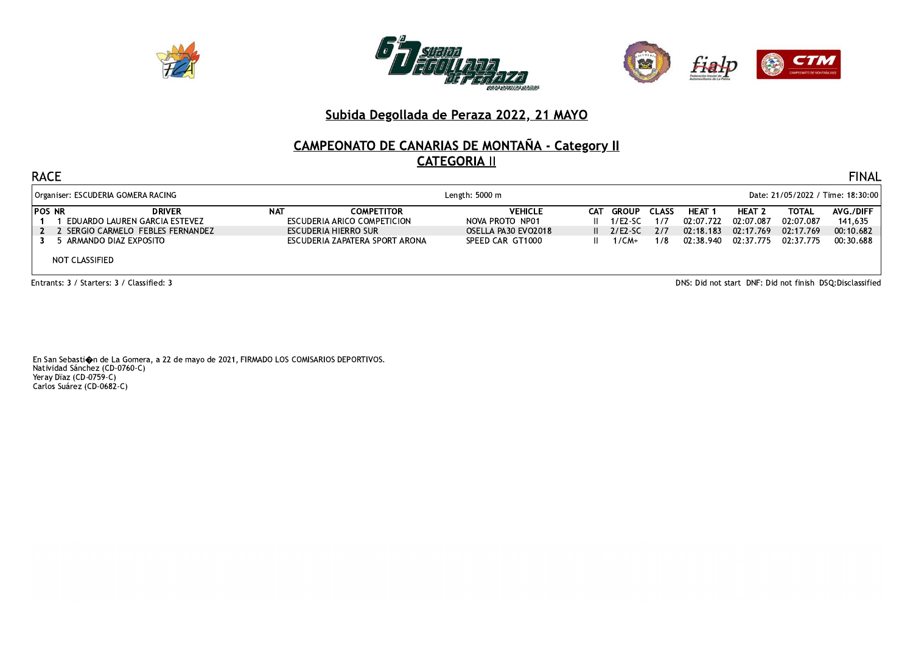# Subida Degollada de Peraza 2022, 21 MAYO

## CAMPEONATO DE CANARIAS DE MONTAÑA - Category II

## CATEGORIA II

RACE | FINAL

Organiser: ESCUDERIA GOMERA RACING | Length: 5000 m | Date: 21/05/2022 / Time: 18:30:00

| POS | NR | DRIVER | NAT | COMPETITOR | VEHICLE | CAT | GROUP | CLASS | HEAT 1 | HEAT 2 | TOTAL | AVG./DIFF |
|---|---|---|---|---|---|---|---|---|---|---|---|---|
| 1 | 1 | EDUARDO LAUREN GARCIA ESTEVEZ | | ESCUDERIA ARICO COMPETICION | NOVA PROTO NP01 | II | 1/E2-SC | 1/7 | 02:07.722 | 02:07.087 | 02:07.087 | 141,635 |
| 2 | 2 | SERGIO CARMELO FEBLES FERNANDEZ | | ESCUDERIA HIERRO SUR | OSELLA PA30 EVO2018 | II | 2/E2-SC | 2/7 | 02:18.183 | 02:17.769 | 02:17.769 | 00:10.682 |
| 3 | 5 | ARMANDO DIAZ EXPOSITO | | ESCUDERIA ZAPATERA SPORT ARONA | SPEED CAR GT1000 | II | 1/CM+ | 1/8 | 02:38.940 | 02:37.775 | 02:37.775 | 00:30.688 |

NOT CLASSIFIED

Entrants: 3 / Starters: 3 / Classified: 3

DNS: Did not start DNF: Did not finish DSQ:Disclassified

En San Sebasti�n de La Gomera, a 22 de mayo de 2021, FIRMADO LOS COMISARIOS DEPORTIVOS.
Natividad Sánchez (CD-0760-C)
Yeray Díaz (CD-0759-C)
Carlos Suárez (CD-0682-C)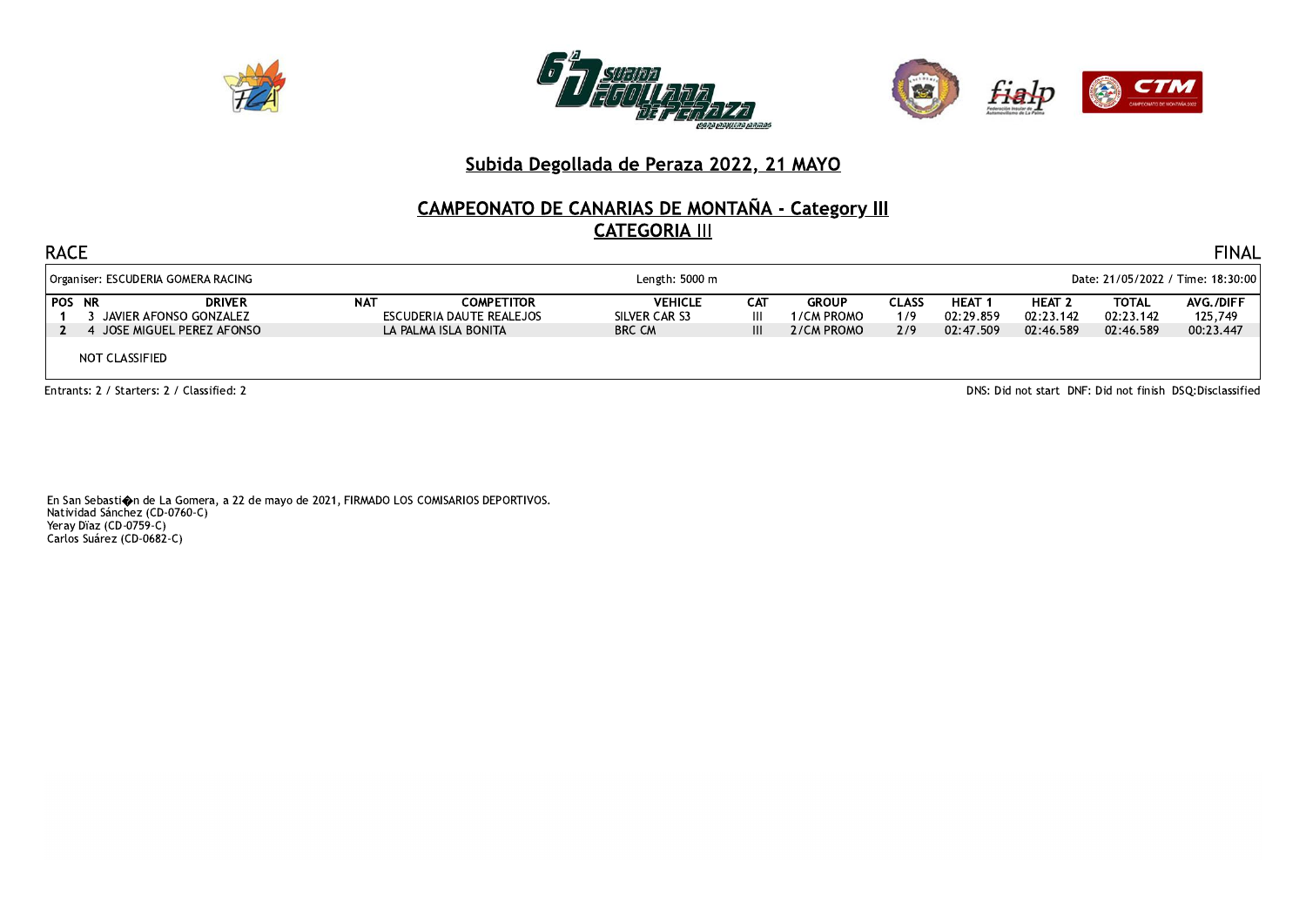## Subida Degollada de Peraza 2022, 21 MAYO

## CAMPEONATO DE CANARIAS DE MONTAÑA - Category III
### CATEGORIA III

RACE — FINAL

Organiser: ESCUDERIA GOMERA RACING — Length: 5000 m — Date: 21/05/2022 / Time: 18:30:00

| POS | NR | DRIVER | NAT | COMPETITOR | VEHICLE | CAT | GROUP | CLASS | HEAT 1 | HEAT 2 | TOTAL | AVG./DIFF |
|---|---|---|---|---|---|---|---|---|---|---|---|---|
| 1 | 3 | JAVIER AFONSO GONZALEZ | | ESCUDERIA DAUTE REALEJOS | SILVER CAR S3 | III | 1/CM PROMO | 1/9 | 02:29.859 | 02:23.142 | 02:23.142 | 125,749 |
| 2 | 4 | JOSE MIGUEL PEREZ AFONSO | | LA PALMA ISLA BONITA | BRC CM | III | 2/CM PROMO | 2/9 | 02:47.509 | 02:46.589 | 02:46.589 | 00:23.447 |

NOT CLASSIFIED

Entrants: 2 / Starters: 2 / Classified: 2

DNS: Did not start DNF: Did not finish DSQ:Disclassified

En San Sebasti�n de La Gomera, a 22 de mayo de 2021, FIRMADO LOS COMISARIOS DEPORTIVOS.
Natividad Sánchez (CD-0760-C)
Yeray Díaz (CD-0759-C)
Carlos Suárez (CD-0682-C)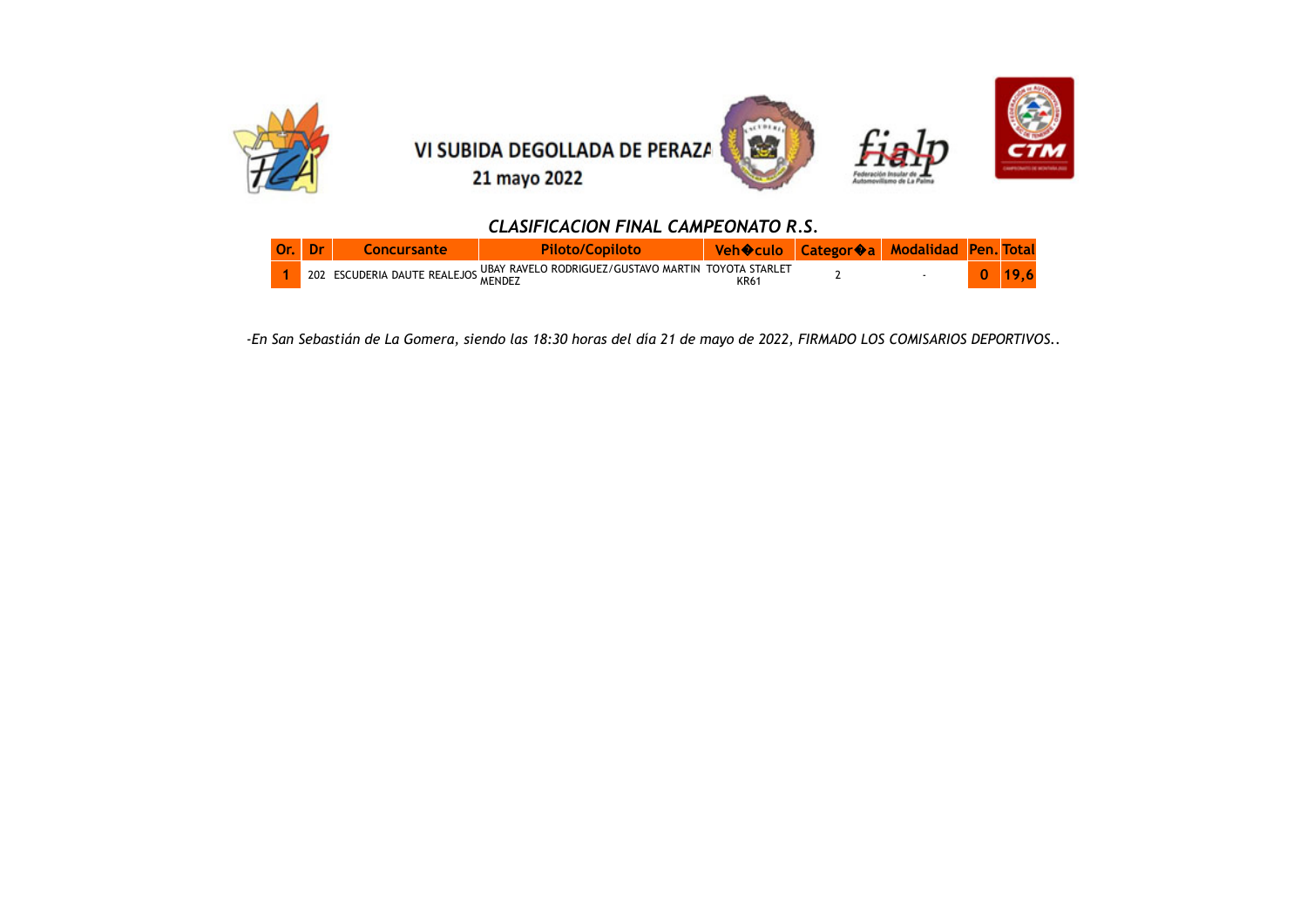VI SUBIDA DEGOLLADA DE PERAZA

21 mayo 2022

## *CLASIFICACION FINAL CAMPEONATO R.S.*

| Or. | Dr | Concursante | Piloto/Copiloto | Veh�culo | Categor�a | Modalidad | Pen. | Total |
|---|---|---|---|---|---|---|---|---|
| 1 | 202 | ESCUDERIA DAUTE REALEJOS | UBAY RAVELO RODRIGUEZ/GUSTAVO MARTIN MENDEZ | TOYOTA STARLET KR61 | 2 | - | 0 | 19,6 |

*-En San Sebastián de La Gomera, siendo las 18:30 horas del día 21 de mayo de 2022, FIRMADO LOS COMISARIOS DEPORTIVOS..*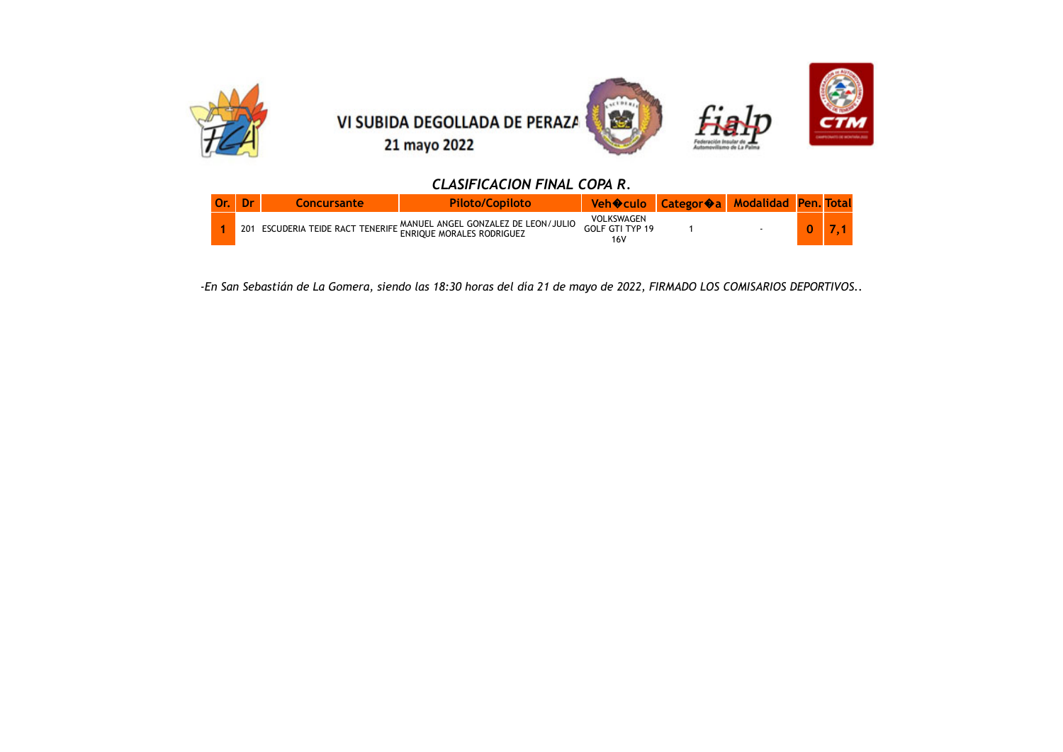VI SUBIDA DEGOLLADA DE PERAZA

21 mayo 2022

## *CLASIFICACION FINAL COPA R.*

| Or. | Dr | Concursante | Piloto/Copiloto | Veh�culo | Categor�a | Modalidad | Pen. | Total |
|---|---|---|---|---|---|---|---|---|
| 1 | 201 | ESCUDERIA TEIDE RACT TENERIFE | MANUEL ANGEL GONZALEZ DE LEON/JULIO ENRIQUE MORALES RODRIGUEZ | VOLKSWAGEN GOLF GTI TYP 19 16V | 1 | - | 0 | 7,1 |

*-En San Sebastián de La Gomera, siendo las 18:30 horas del día 21 de mayo de 2022, FIRMADO LOS COMISARIOS DEPORTIVOS..*